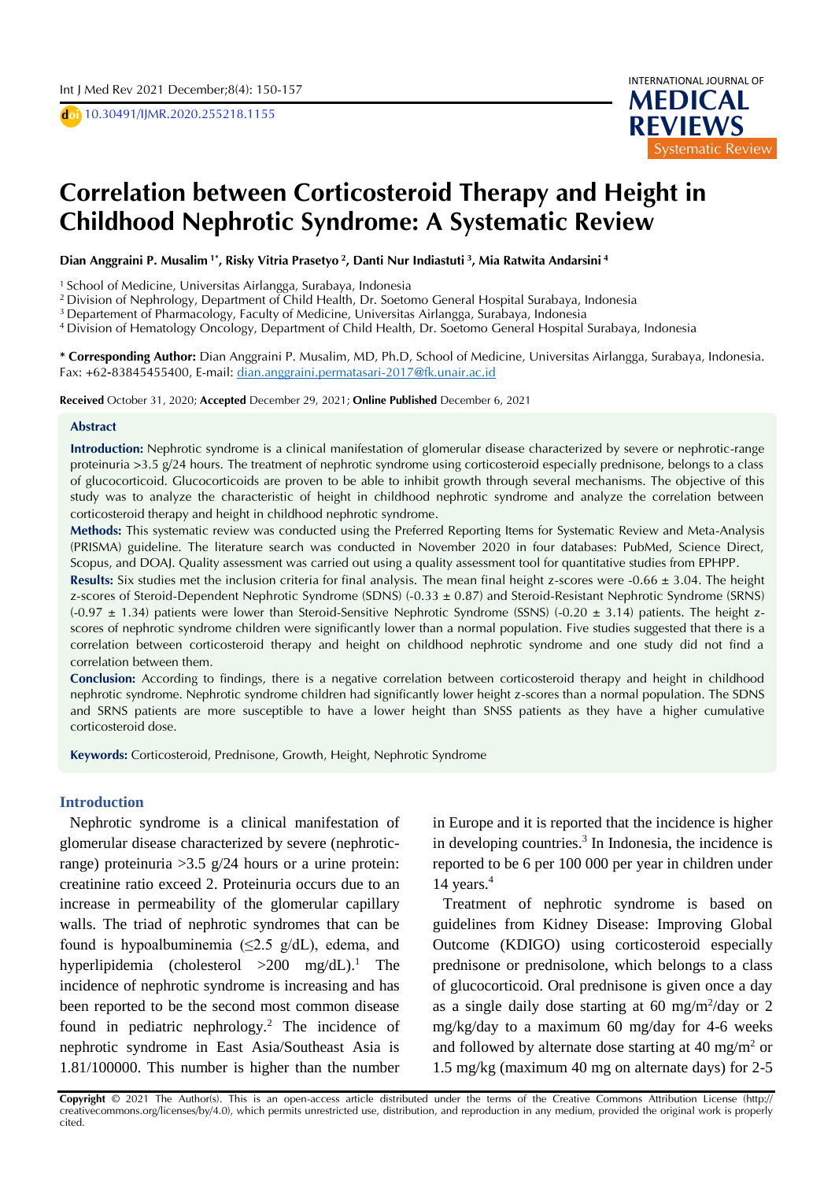doi 10.30491/IJMR.2020.255218.1155

INTERNATIONAL JOURNAL OF MEDICAL REVIEWS

Systematic Review

# Correlation between Corticosteroid Therapy and Height in Childhood Nephrotic Syndrome: A Systematic Review

**Dian Anggraini P. Musalim [1*], Risky Vitria Prasetyo [2], Danti Nur Indiastuti [3], Mia Ratwita Andarsini [4]**

[1] School of Medicine, Universitas Airlangga, Surabaya, Indonesia
[2] Division of Nephrology, Department of Child Health, Dr. Soetomo General Hospital Surabaya, Indonesia
[3] Departement of Pharmacology, Faculty of Medicine, Universitas Airlangga, Surabaya, Indonesia
[4] Division of Hematology Oncology, Department of Child Health, Dr. Soetomo General Hospital Surabaya, Indonesia

**\* Corresponding Author:** Dian Anggraini P. Musalim, MD, Ph.D, School of Medicine, Universitas Airlangga, Surabaya, Indonesia. Fax: +62-83845455400, E-mail: dian.anggraini.permatasari-2017@fk.unair.ac.id

**Received** October 31, 2020; **Accepted** December 29, 2021; **Online Published** December 6, 2021

### Abstract

**Introduction:** Nephrotic syndrome is a clinical manifestation of glomerular disease characterized by severe or nephrotic-range proteinuria >3.5 g/24 hours. The treatment of nephrotic syndrome using corticosteroid especially prednisone, belongs to a class of glucocorticoid. Glucocorticoids are proven to be able to inhibit growth through several mechanisms. The objective of this study was to analyze the characteristic of height in childhood nephrotic syndrome and analyze the correlation between corticosteroid therapy and height in childhood nephrotic syndrome.

**Methods:** This systematic review was conducted using the Preferred Reporting Items for Systematic Review and Meta-Analysis (PRISMA) guideline. The literature search was conducted in November 2020 in four databases: PubMed, Science Direct, Scopus, and DOAJ. Quality assessment was carried out using a quality assessment tool for quantitative studies from EPHPP.

**Results:** Six studies met the inclusion criteria for final analysis. The mean final height z-scores were -0.66 ± 3.04. The height z-scores of Steroid-Dependent Nephrotic Syndrome (SDNS) (-0.33 ± 0.87) and Steroid-Resistant Nephrotic Syndrome (SRNS) (-0.97 ± 1.34) patients were lower than Steroid-Sensitive Nephrotic Syndrome (SSNS) (-0.20 ± 3.14) patients. The height z-scores of nephrotic syndrome children were significantly lower than a normal population. Five studies suggested that there is a correlation between corticosteroid therapy and height on childhood nephrotic syndrome and one study did not find a correlation between them.

**Conclusion:** According to findings, there is a negative correlation between corticosteroid therapy and height in childhood nephrotic syndrome. Nephrotic syndrome children had significantly lower height z-scores than a normal population. The SDNS and SRNS patients are more susceptible to have a lower height than SNSS patients as they have a higher cumulative corticosteroid dose.

**Keywords:** Corticosteroid, Prednisone, Growth, Height, Nephrotic Syndrome

## Introduction

Nephrotic syndrome is a clinical manifestation of glomerular disease characterized by severe (nephrotic-range) proteinuria >3.5 g/24 hours or a urine protein: creatinine ratio exceed 2. Proteinuria occurs due to an increase in permeability of the glomerular capillary walls. The triad of nephrotic syndromes that can be found is hypoalbuminemia (≤2.5 g/dL), edema, and hyperlipidemia (cholesterol >200 mg/dL).[1] The incidence of nephrotic syndrome is increasing and has been reported to be the second most common disease found in pediatric nephrology.[2] The incidence of nephrotic syndrome in East Asia/Southeast Asia is 1.81/100000. This number is higher than the number in Europe and it is reported that the incidence is higher in developing countries.[3] In Indonesia, the incidence is reported to be 6 per 100 000 per year in children under 14 years.[4]

Treatment of nephrotic syndrome is based on guidelines from Kidney Disease: Improving Global Outcome (KDIGO) using corticosteroid especially prednisone or prednisolone, which belongs to a class of glucocorticoid. Oral prednisone is given once a day as a single daily dose starting at 60 mg/m$^2$/day or 2 mg/kg/day to a maximum 60 mg/day for 4-6 weeks and followed by alternate dose starting at 40 mg/m$^2$ or 1.5 mg/kg (maximum 40 mg on alternate days) for 2-5

**Copyright** © 2021 The Author(s). This is an open-access article distributed under the terms of the Creative Commons Attribution License (http://creativecommons.org/licenses/by/4.0), which permits unrestricted use, distribution, and reproduction in any medium, provided the original work is properly cited.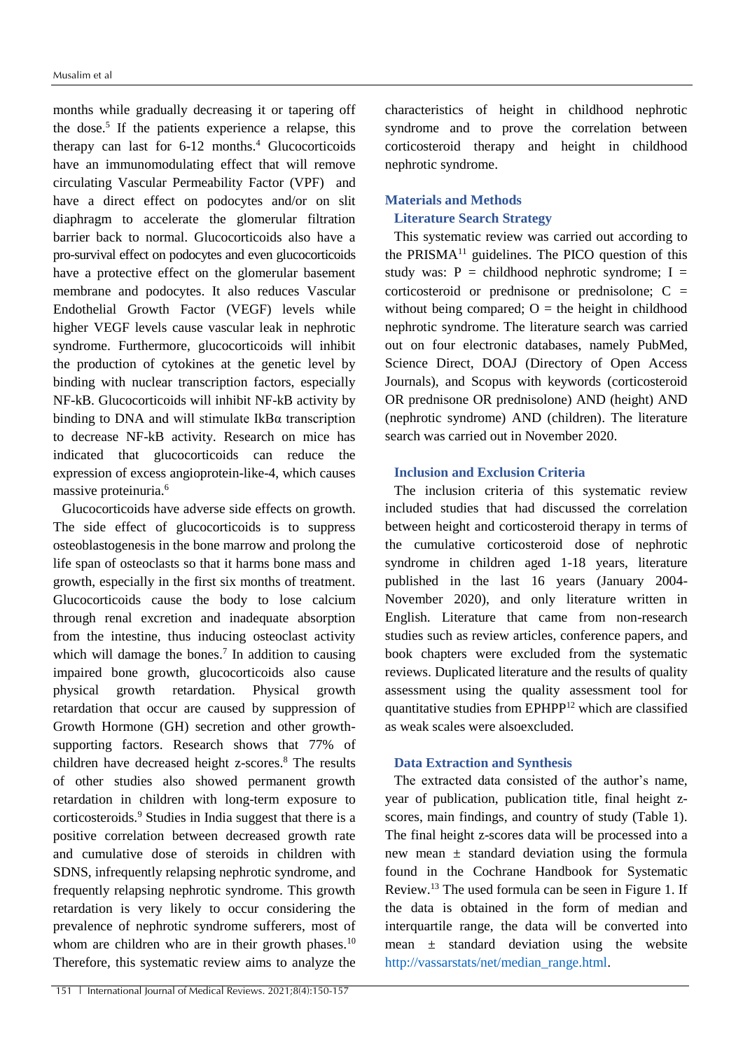months while gradually decreasing it or tapering off the dose.[5] If the patients experience a relapse, this therapy can last for 6-12 months.[4] Glucocorticoids have an immunomodulating effect that will remove circulating Vascular Permeability Factor (VPF) and have a direct effect on podocytes and/or on slit diaphragm to accelerate the glomerular filtration barrier back to normal. Glucocorticoids also have a pro-survival effect on podocytes and even glucocorticoids have a protective effect on the glomerular basement membrane and podocytes. It also reduces Vascular Endothelial Growth Factor (VEGF) levels while higher VEGF levels cause vascular leak in nephrotic syndrome. Furthermore, glucocorticoids will inhibit the production of cytokines at the genetic level by binding with nuclear transcription factors, especially NF-kB. Glucocorticoids will inhibit NF-kB activity by binding to DNA and will stimulate IkBα transcription to decrease NF-kB activity. Research on mice has indicated that glucocorticoids can reduce the expression of excess angioprotein-like-4, which causes massive proteinuria.[6]

Glucocorticoids have adverse side effects on growth. The side effect of glucocorticoids is to suppress osteoblastogenesis in the bone marrow and prolong the life span of osteoclasts so that it harms bone mass and growth, especially in the first six months of treatment. Glucocorticoids cause the body to lose calcium through renal excretion and inadequate absorption from the intestine, thus inducing osteoclast activity which will damage the bones.[7] In addition to causing impaired bone growth, glucocorticoids also cause physical growth retardation. Physical growth retardation that occur are caused by suppression of Growth Hormone (GH) secretion and other growth-supporting factors. Research shows that 77% of children have decreased height z-scores.[8] The results of other studies also showed permanent growth retardation in children with long-term exposure to corticosteroids.[9] Studies in India suggest that there is a positive correlation between decreased growth rate and cumulative dose of steroids in children with SDNS, infrequently relapsing nephrotic syndrome, and frequently relapsing nephrotic syndrome. This growth retardation is very likely to occur considering the prevalence of nephrotic syndrome sufferers, most of whom are children who are in their growth phases.[10] Therefore, this systematic review aims to analyze the characteristics of height in childhood nephrotic syndrome and to prove the correlation between corticosteroid therapy and height in childhood nephrotic syndrome.

## Materials and Methods

### Literature Search Strategy

This systematic review was carried out according to the PRISMA[11] guidelines. The PICO question of this study was: P = childhood nephrotic syndrome; I = corticosteroid or prednisone or prednisolone; C = without being compared; O = the height in childhood nephrotic syndrome. The literature search was carried out on four electronic databases, namely PubMed, Science Direct, DOAJ (Directory of Open Access Journals), and Scopus with keywords (corticosteroid OR prednisone OR prednisolone) AND (height) AND (nephrotic syndrome) AND (children). The literature search was carried out in November 2020.

### Inclusion and Exclusion Criteria

The inclusion criteria of this systematic review included studies that had discussed the correlation between height and corticosteroid therapy in terms of the cumulative corticosteroid dose of nephrotic syndrome in children aged 1-18 years, literature published in the last 16 years (January 2004-November 2020), and only literature written in English. Literature that came from non-research studies such as review articles, conference papers, and book chapters were excluded from the systematic reviews. Duplicated literature and the results of quality assessment using the quality assessment tool for quantitative studies from EPHPP[12] which are classified as weak scales were alsoexcluded.

### Data Extraction and Synthesis

The extracted data consisted of the author's name, year of publication, publication title, final height z-scores, main findings, and country of study (Table 1). The final height z-scores data will be processed into a new mean ± standard deviation using the formula found in the Cochrane Handbook for Systematic Review.[13] The used formula can be seen in Figure 1. If the data is obtained in the form of median and interquartile range, the data will be converted into mean ± standard deviation using the website http://vassarstats/net/median_range.html.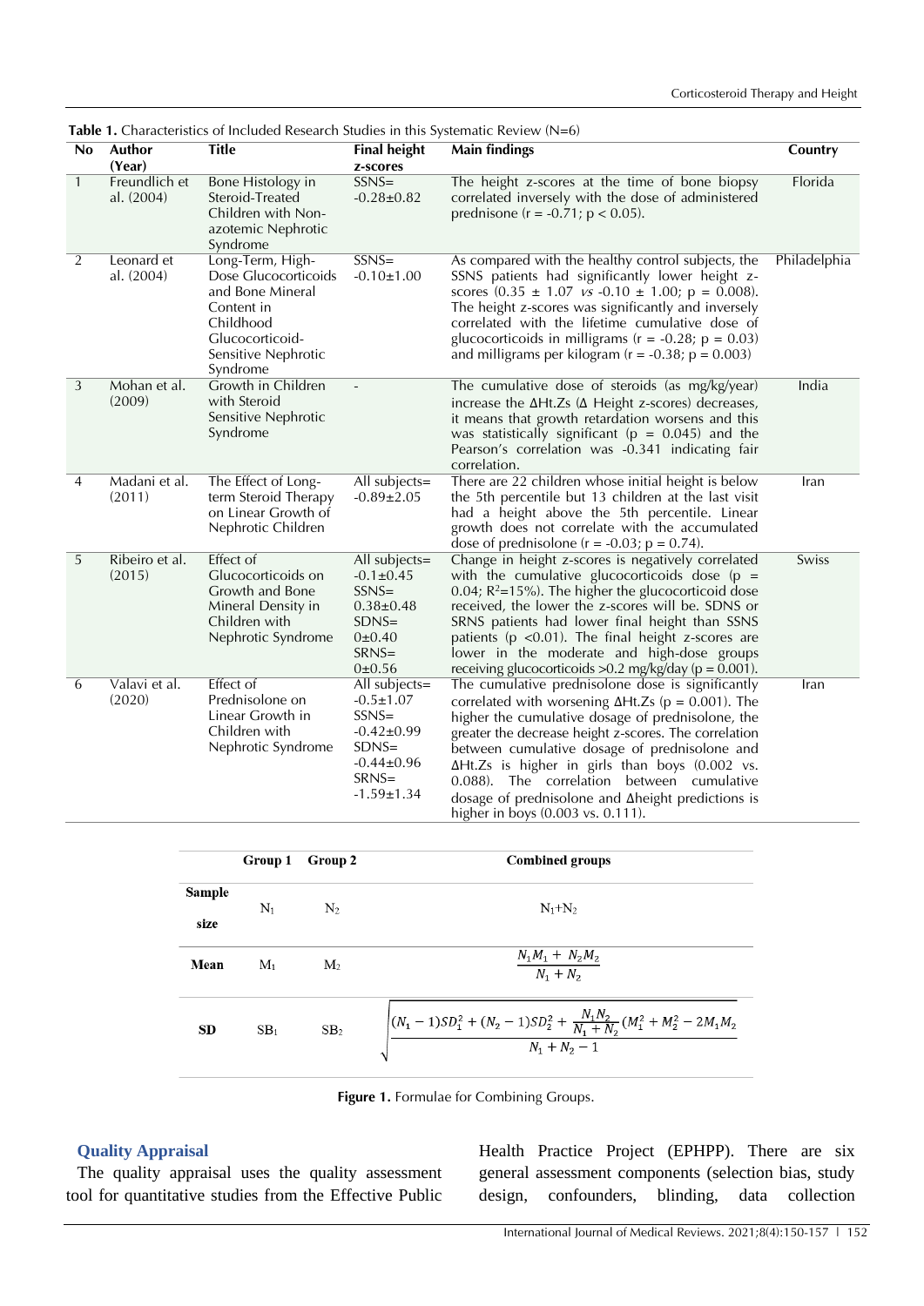**Table 1.** Characteristics of Included Research Studies in this Systematic Review (N=6)

| No | Author (Year) | Title | Final height z-scores | Main findings | Country |
|---|---|---|---|---|---|
| 1 | Freundlich et al. (2004) | Bone Histology in Steroid-Treated Children with Non-azotemic Nephrotic Syndrome | SSNS= -0.28±0.82 | The height z-scores at the time of bone biopsy correlated inversely with the dose of administered prednisone ($r = -0.71$; $p < 0.05$). | Florida |
| 2 | Leonard et al. (2004) | Long-Term, High-Dose Glucocorticoids and Bone Mineral Content in Childhood Glucocorticoid-Sensitive Nephrotic Syndrome | SSNS= -0.10±1.00 | As compared with the healthy control subjects, the SSNS patients had significantly lower height z-scores (0.35 ± 1.07 *vs* -0.10 ± 1.00; $p = 0.008$). The height z-scores was significantly and inversely correlated with the lifetime cumulative dose of glucocorticoids in milligrams ($r = -0.28$; $p = 0.03$) and milligrams per kilogram ($r = -0.38$; $p = 0.003$) | Philadelphia |
| 3 | Mohan et al. (2009) | Growth in Children with Steroid Sensitive Nephrotic Syndrome | - | The cumulative dose of steroids (as mg/kg/year) increase the ΔHt.Zs (Δ Height z-scores) decreases, it means that growth retardation worsens and this was statistically significant ($p = 0.045$) and the Pearson's correlation was -0.341 indicating fair correlation. | India |
| 4 | Madani et al. (2011) | The Effect of Long-term Steroid Therapy on Linear Growth of Nephrotic Children | All subjects= -0.89±2.05 | There are 22 children whose initial height is below the 5th percentile but 13 children at the last visit had a height above the 5th percentile. Linear growth does not correlate with the accumulated dose of prednisolone ($r = -0.03$; $p = 0.74$). | Iran |
| 5 | Ribeiro et al. (2015) | Effect of Glucocorticoids on Growth and Bone Mineral Density in Children with Nephrotic Syndrome | All subjects= -0.1±0.45 SSNS= 0.38±0.48 SDNS= 0±0.40 SRNS= 0±0.56 | Change in height z-scores is negatively correlated with the cumulative glucocorticoids dose ($p = 0.04$; $R^2$=15%). The higher the glucocorticoid dose received, the lower the z-scores will be. SDNS or SRNS patients had lower final height than SSNS patients ($p < 0.01$). The final height z-scores are lower in the moderate and high-dose groups receiving glucocorticoids >0.2 mg/kg/day ($p = 0.001$). | Swiss |
| 6 | Valavi et al. (2020) | Effect of Prednisolone on Linear Growth in Children with Nephrotic Syndrome | All subjects= -0.5±1.07 SSNS= -0.42±0.99 SDNS= -0.44±0.96 SRNS= -1.59±1.34 | The cumulative prednisolone dose is significantly correlated with worsening ΔHt.Zs ($p = 0.001$). The higher the cumulative dosage of prednisolone, the greater the decrease height z-scores. The correlation between cumulative dosage of prednisolone and ΔHt.Zs is higher in girls than boys (0.002 vs. 0.088). The correlation between cumulative dosage of prednisolone and Δheight predictions is higher in boys (0.003 vs. 0.111). | Iran |

| | Group 1 | Group 2 | Combined groups |
|---|---|---|---|
| **Sample size** | $N_1$ | $N_2$ | $N_1+N_2$ |
| **Mean** | $M_1$ | $M_2$ | $\frac{N_1M_1 + N_2M_2}{N_1 + N_2}$ |
| **SD** | $SB_1$ | $SB_2$ | $\sqrt{\frac{(N_1-1)SD_1^2 + (N_2-1)SD_2^2 + \frac{N_1N_2}{N_1+N_2}(M_1^2 + M_2^2 - 2M_1M_2)}{N_1+N_2-1}}$ |

**Figure 1.** Formulae for Combining Groups.

## Quality Appraisal

The quality appraisal uses the quality assessment tool for quantitative studies from the Effective Public Health Practice Project (EPHPP). There are six general assessment components (selection bias, study design, confounders, blinding, data collection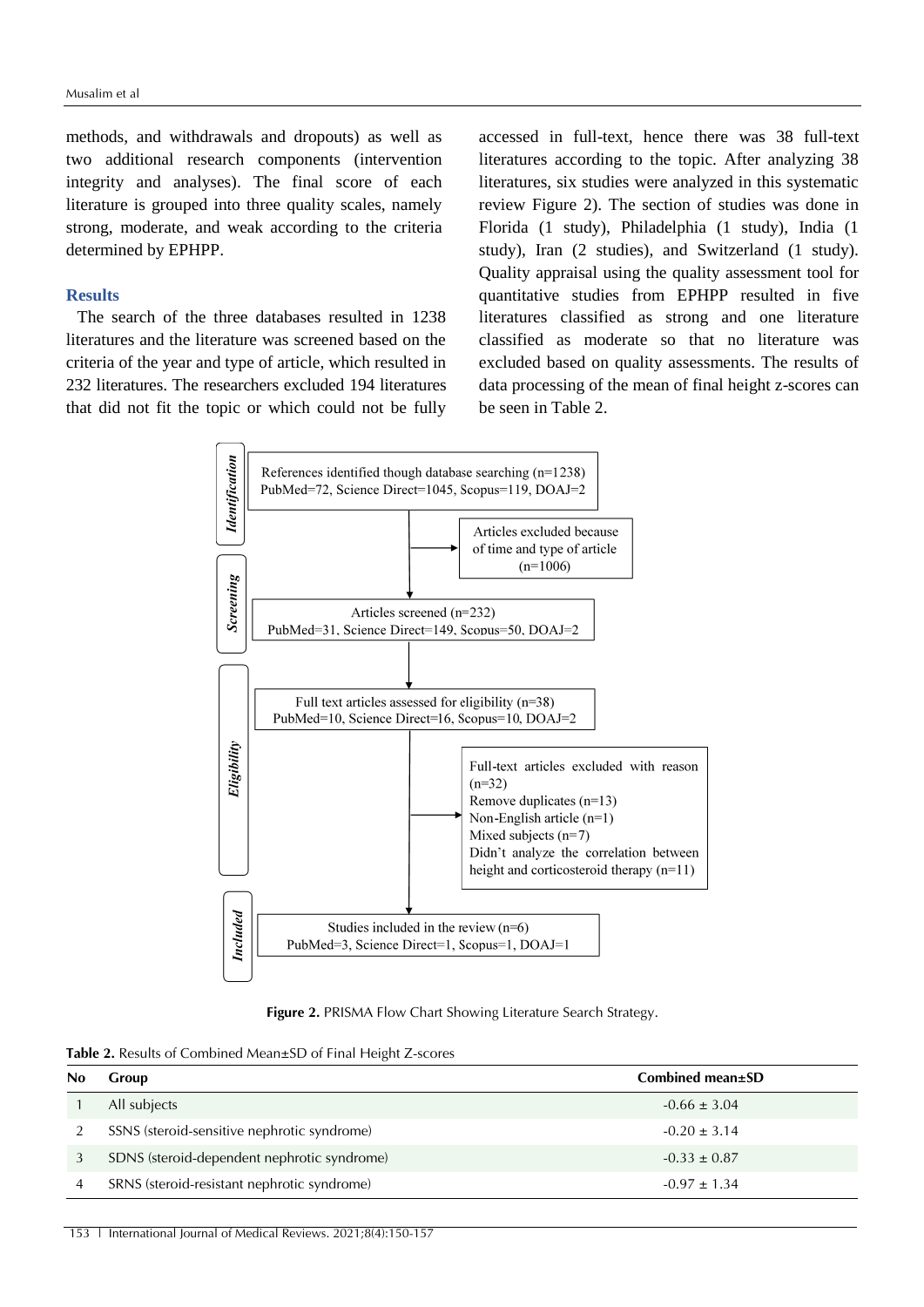methods, and withdrawals and dropouts) as well as two additional research components (intervention integrity and analyses). The final score of each literature is grouped into three quality scales, namely strong, moderate, and weak according to the criteria determined by EPHPP.

## Results

The search of the three databases resulted in 1238 literatures and the literature was screened based on the criteria of the year and type of article, which resulted in 232 literatures. The researchers excluded 194 literatures that did not fit the topic or which could not be fully accessed in full-text, hence there was 38 full-text literatures according to the topic. After analyzing 38 literatures, six studies were analyzed in this systematic review Figure 2). The section of studies was done in Florida (1 study), Philadelphia (1 study), India (1 study), Iran (2 studies), and Switzerland (1 study). Quality appraisal using the quality assessment tool for quantitative studies from EPHPP resulted in five literatures classified as strong and one literature classified as moderate so that no literature was excluded based on quality assessments. The results of data processing of the mean of final height z-scores can be seen in Table 2.

*Identification*

References identified though database searching (n=1238)
PubMed=72, Science Direct=1045, Scopus=119, DOAJ=2

→ Articles excluded because of time and type of article (n=1006)

*Screening*

Articles screened (n=232)
PubMed=31, Science Direct=149, Scopus=50, DOAJ=2

*Eligibility*

Full text articles assessed for eligibility (n=38)
PubMed=10, Science Direct=16, Scopus=10, DOAJ=2

→ Full-text articles excluded with reason (n=32)
Remove duplicates (n=13)
Non-English article (n=1)
Mixed subjects (n=7)
Didn't analyze the correlation between height and corticosteroid therapy (n=11)

*Included*

Studies included in the review (n=6)
PubMed=3, Science Direct=1, Scopus=1, DOAJ=1

**Figure 2.** PRISMA Flow Chart Showing Literature Search Strategy.

**Table 2.** Results of Combined Mean±SD of Final Height Z-scores

| No | Group | Combined mean±SD |
|---|---|---|
| 1 | All subjects | -0.66 ± 3.04 |
| 2 | SSNS (steroid-sensitive nephrotic syndrome) | -0.20 ± 3.14 |
| 3 | SDNS (steroid-dependent nephrotic syndrome) | -0.33 ± 0.87 |
| 4 | SRNS (steroid-resistant nephrotic syndrome) | -0.97 ± 1.34 |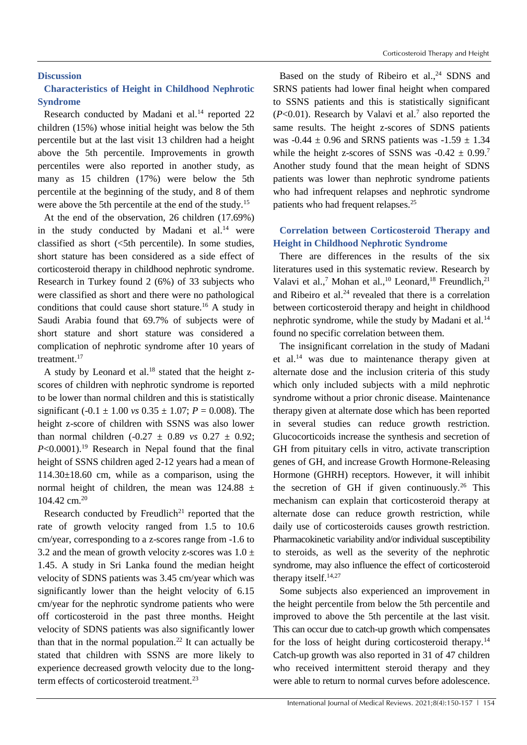## Discussion

### Characteristics of Height in Childhood Nephrotic Syndrome

Research conducted by Madani et al.[14] reported 22 children (15%) whose initial height was below the 5th percentile but at the last visit 13 children had a height above the 5th percentile. Improvements in growth percentiles were also reported in another study, as many as 15 children (17%) were below the 5th percentile at the beginning of the study, and 8 of them were above the 5th percentile at the end of the study.[15]

At the end of the observation, 26 children (17.69%) in the study conducted by Madani et al.[14] were classified as short (<5th percentile). In some studies, short stature has been considered as a side effect of corticosteroid therapy in childhood nephrotic syndrome. Research in Turkey found 2 (6%) of 33 subjects who were classified as short and there were no pathological conditions that could cause short stature.[16] A study in Saudi Arabia found that 69.7% of subjects were of short stature and short stature was considered a complication of nephrotic syndrome after 10 years of treatment.[17]

A study by Leonard et al.[18] stated that the height z-scores of children with nephrotic syndrome is reported to be lower than normal children and this is statistically significant (-0.1 ± 1.00 *vs* 0.35 ± 1.07; $P = 0.008$). The height z-score of children with SSNS was also lower than normal children (-0.27 ± 0.89 *vs* 0.27 ± 0.92; $P<0.0001$).[19] Research in Nepal found that the final height of SSNS children aged 2-12 years had a mean of 114.30±18.60 cm, while as a comparison, using the normal height of children, the mean was 124.88 ± 104.42 cm.[20]

Research conducted by Freudlich[21] reported that the rate of growth velocity ranged from 1.5 to 10.6 cm/year, corresponding to a z-scores range from -1.6 to 3.2 and the mean of growth velocity z-scores was 1.0 ± 1.45. A study in Sri Lanka found the median height velocity of SDNS patients was 3.45 cm/year which was significantly lower than the height velocity of 6.15 cm/year for the nephrotic syndrome patients who were off corticosteroid in the past three months. Height velocity of SDNS patients was also significantly lower than that in the normal population.[22] It can actually be stated that children with SSNS are more likely to experience decreased growth velocity due to the long-term effects of corticosteroid treatment.[23]

Based on the study of Ribeiro et al.,[24] SDNS and SRNS patients had lower final height when compared to SSNS patients and this is statistically significant ($P<0.01$). Research by Valavi et al.[7] also reported the same results. The height z-scores of SDNS patients was -0.44 ± 0.96 and SRNS patients was -1.59 ± 1.34 while the height z-scores of SSNS was -0.42 ± 0.99.[7] Another study found that the mean height of SDNS patients was lower than nephrotic syndrome patients who had infrequent relapses and nephrotic syndrome patients who had frequent relapses.[25]

### Correlation between Corticosteroid Therapy and Height in Childhood Nephrotic Syndrome

There are differences in the results of the six literatures used in this systematic review. Research by Valavi et al.,[7] Mohan et al.,[10] Leonard,[18] Freundlich,[21] and Ribeiro et al.[24] revealed that there is a correlation between corticosteroid therapy and height in childhood nephrotic syndrome, while the study by Madani et al.[14] found no specific correlation between them.

The insignificant correlation in the study of Madani et al.[14] was due to maintenance therapy given at alternate dose and the inclusion criteria of this study which only included subjects with a mild nephrotic syndrome without a prior chronic disease. Maintenance therapy given at alternate dose which has been reported in several studies can reduce growth restriction. Glucocorticoids increase the synthesis and secretion of GH from pituitary cells in vitro, activate transcription genes of GH, and increase Growth Hormone-Releasing Hormone (GHRH) receptors. However, it will inhibit the secretion of GH if given continuously.[26] This mechanism can explain that corticosteroid therapy at alternate dose can reduce growth restriction, while daily use of corticosteroids causes growth restriction. Pharmacokinetic variability and/or individual susceptibility to steroids, as well as the severity of the nephrotic syndrome, may also influence the effect of corticosteroid therapy itself.[14,27]

Some subjects also experienced an improvement in the height percentile from below the 5th percentile and improved to above the 5th percentile at the last visit. This can occur due to catch-up growth which compensates for the loss of height during corticosteroid therapy.[14] Catch-up growth was also reported in 31 of 47 children who received intermittent steroid therapy and they were able to return to normal curves before adolescence.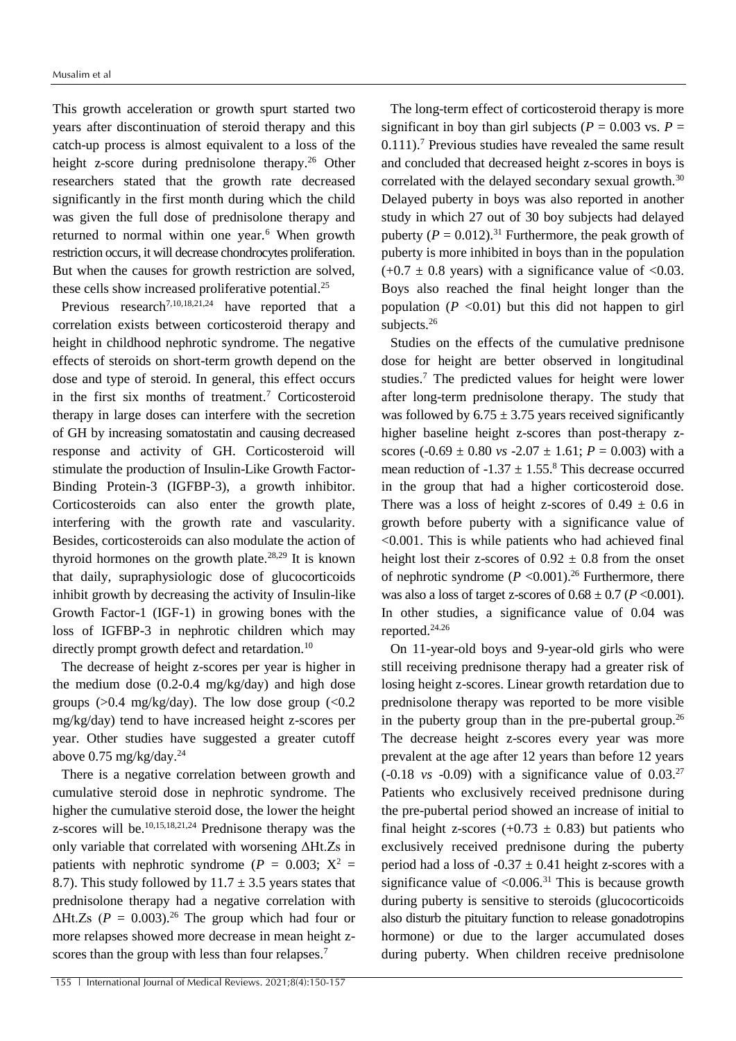This growth acceleration or growth spurt started two years after discontinuation of steroid therapy and this catch-up process is almost equivalent to a loss of the height z-score during prednisolone therapy.[26] Other researchers stated that the growth rate decreased significantly in the first month during which the child was given the full dose of prednisolone therapy and returned to normal within one year.[6] When growth restriction occurs, it will decrease chondrocytes proliferation. But when the causes for growth restriction are solved, these cells show increased proliferative potential.[25]

Previous research[7,10,18,21,24] have reported that a correlation exists between corticosteroid therapy and height in childhood nephrotic syndrome. The negative effects of steroids on short-term growth depend on the dose and type of steroid. In general, this effect occurs in the first six months of treatment.[7] Corticosteroid therapy in large doses can interfere with the secretion of GH by increasing somatostatin and causing decreased response and activity of GH. Corticosteroid will stimulate the production of Insulin-Like Growth Factor-Binding Protein-3 (IGFBP-3), a growth inhibitor. Corticosteroids can also enter the growth plate, interfering with the growth rate and vascularity. Besides, corticosteroids can also modulate the action of thyroid hormones on the growth plate.[28,29] It is known that daily, supraphysiologic dose of glucocorticoids inhibit growth by decreasing the activity of Insulin-like Growth Factor-1 (IGF-1) in growing bones with the loss of IGFBP-3 in nephrotic children which may directly prompt growth defect and retardation.[10]

The decrease of height z-scores per year is higher in the medium dose (0.2-0.4 mg/kg/day) and high dose groups (>0.4 mg/kg/day). The low dose group (<0.2 mg/kg/day) tend to have increased height z-scores per year. Other studies have suggested a greater cutoff above 0.75 mg/kg/day.[24]

There is a negative correlation between growth and cumulative steroid dose in nephrotic syndrome. The higher the cumulative steroid dose, the lower the height z-scores will be.[10,15,18,21,24] Prednisone therapy was the only variable that correlated with worsening ΔHt.Zs in patients with nephrotic syndrome ($P$ = 0.003; $X^2$ = 8.7). This study followed by 11.7 ± 3.5 years states that prednisolone therapy had a negative correlation with ΔHt.Zs ($P$ = 0.003).[26] The group which had four or more relapses showed more decrease in mean height z-scores than the group with less than four relapses.[7]

The long-term effect of corticosteroid therapy is more significant in boy than girl subjects ($P$ = 0.003 vs. $P$ = 0.111).[7] Previous studies have revealed the same result and concluded that decreased height z-scores in boys is correlated with the delayed secondary sexual growth.[30] Delayed puberty in boys was also reported in another study in which 27 out of 30 boy subjects had delayed puberty ($P$ = 0.012).[31] Furthermore, the peak growth of puberty is more inhibited in boys than in the population (+0.7 ± 0.8 years) with a significance value of <0.03. Boys also reached the final height longer than the population ($P$ <0.01) but this did not happen to girl subjects.[26]

Studies on the effects of the cumulative prednisone dose for height are better observed in longitudinal studies.[7] The predicted values for height were lower after long-term prednisolone therapy. The study that was followed by 6.75 ± 3.75 years received significantly higher baseline height z-scores than post-therapy z-scores (-0.69 ± 0.80 *vs* -2.07 ± 1.61; $P$ = 0.003) with a mean reduction of -1.37 ± 1.55.[8] This decrease occurred in the group that had a higher corticosteroid dose. There was a loss of height z-scores of 0.49 ± 0.6 in growth before puberty with a significance value of <0.001. This is while patients who had achieved final height lost their z-scores of 0.92 ± 0.8 from the onset of nephrotic syndrome ($P$ <0.001).[26] Furthermore, there was also a loss of target z-scores of 0.68 ± 0.7 ($P$ <0.001). In other studies, a significance value of 0.04 was reported.[24,26]

On 11-year-old boys and 9-year-old girls who were still receiving prednisone therapy had a greater risk of losing height z-scores. Linear growth retardation due to prednisolone therapy was reported to be more visible in the puberty group than in the pre-pubertal group.[26] The decrease height z-scores every year was more prevalent at the age after 12 years than before 12 years (-0.18 *vs* -0.09) with a significance value of 0.03.[27] Patients who exclusively received prednisone during the pre-pubertal period showed an increase of initial to final height z-scores (+0.73 ± 0.83) but patients who exclusively received prednisone during the puberty period had a loss of -0.37 ± 0.41 height z-scores with a significance value of <0.006.[31] This is because growth during puberty is sensitive to steroids (glucocorticoids also disturb the pituitary function to release gonadotropins hormone) or due to the larger accumulated doses during puberty. When children receive prednisolone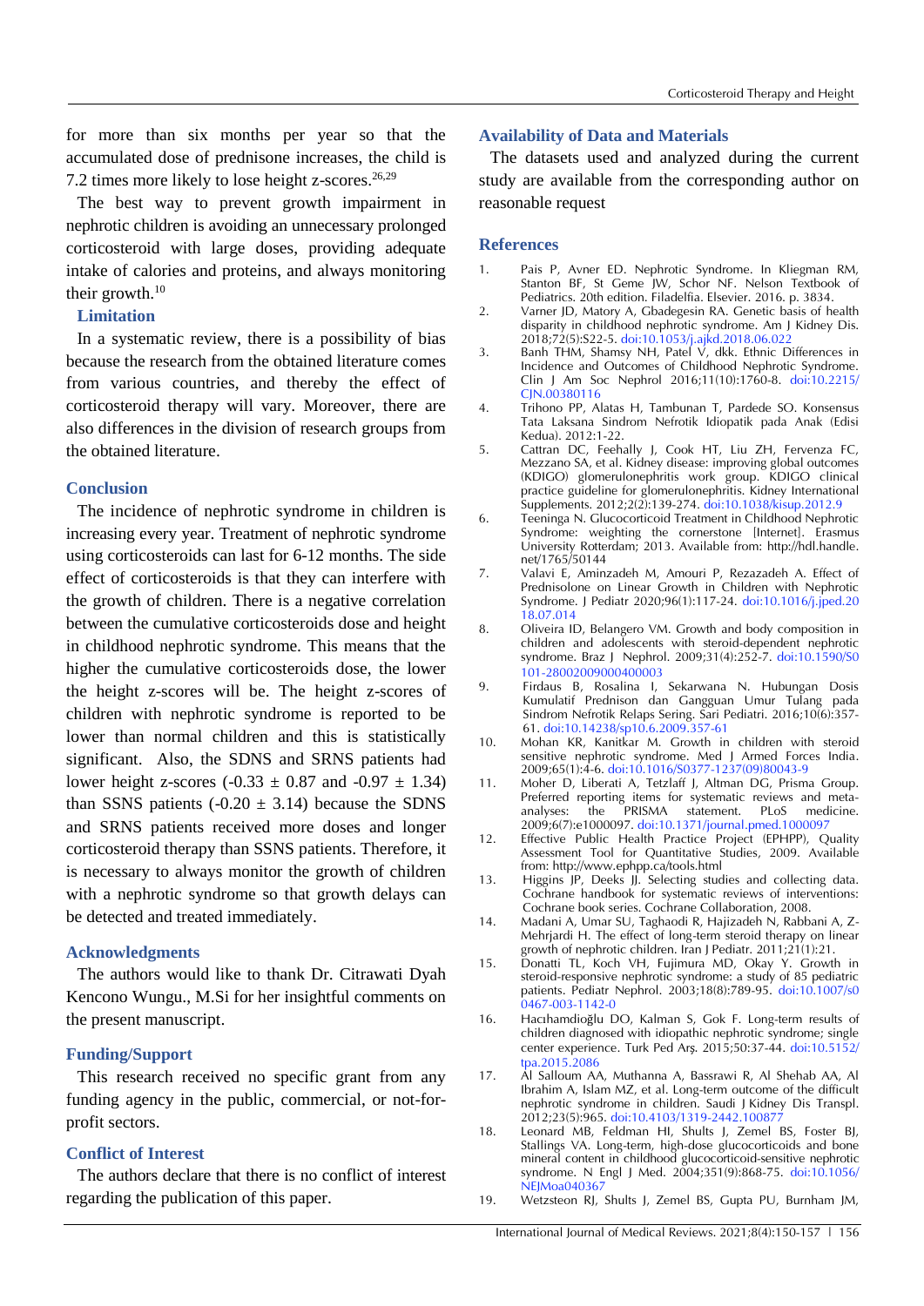for more than six months per year so that the accumulated dose of prednisone increases, the child is 7.2 times more likely to lose height z-scores.[26,29]

The best way to prevent growth impairment in nephrotic children is avoiding an unnecessary prolonged corticosteroid with large doses, providing adequate intake of calories and proteins, and always monitoring their growth.[10]

### Limitation

In a systematic review, there is a possibility of bias because the research from the obtained literature comes from various countries, and thereby the effect of corticosteroid therapy will vary. Moreover, there are also differences in the division of research groups from the obtained literature.

## Conclusion

The incidence of nephrotic syndrome in children is increasing every year. Treatment of nephrotic syndrome using corticosteroids can last for 6-12 months. The side effect of corticosteroids is that they can interfere with the growth of children. There is a negative correlation between the cumulative corticosteroids dose and height in childhood nephrotic syndrome. This means that the higher the cumulative corticosteroids dose, the lower the height z-scores will be. The height z-scores of children with nephrotic syndrome is reported to be lower than normal children and this is statistically significant. Also, the SDNS and SRNS patients had lower height z-scores ($-0.33 \pm 0.87$ and $-0.97 \pm 1.34$) than SSNS patients ($-0.20 \pm 3.14$) because the SDNS and SRNS patients received more doses and longer corticosteroid therapy than SSNS patients. Therefore, it is necessary to always monitor the growth of children with a nephrotic syndrome so that growth delays can be detected and treated immediately.

## Acknowledgments

The authors would like to thank Dr. Citrawati Dyah Kencono Wungu., M.Si for her insightful comments on the present manuscript.

## Funding/Support

This research received no specific grant from any funding agency in the public, commercial, or not-for-profit sectors.

## Conflict of Interest

The authors declare that there is no conflict of interest regarding the publication of this paper.

## Availability of Data and Materials

The datasets used and analyzed during the current study are available from the corresponding author on reasonable request

## References

1. Pais P, Avner ED. Nephrotic Syndrome. In Kliegman RM, Stanton BF, St Geme JW, Schor NF. Nelson Textbook of Pediatrics. 20th edition. Filadelfia. Elsevier. 2016. p. 3834.
2. Varner JD, Matory A, Gbadegesin RA. Genetic basis of health disparity in childhood nephrotic syndrome. Am J Kidney Dis. 2018;72(5):S22-5. doi:10.1053/j.ajkd.2018.06.022
3. Banh THM, Shamsy NH, Patel V, dkk. Ethnic Differences in Incidence and Outcomes of Childhood Nephrotic Syndrome. Clin J Am Soc Nephrol 2016;11(10):1760-8. doi:10.2215/CJN.00380116
4. Trihono PP, Alatas H, Tambunan T, Pardede SO. Konsensus Tata Laksana Sindrom Nefrotik Idiopatik pada Anak (Edisi Kedua). 2012:1-22.
5. Cattran DC, Feehally J, Cook HT, Liu ZH, Fervenza FC, Mezzano SA, et al. Kidney disease: improving global outcomes (KDIGO) glomerulonephritis work group. KDIGO clinical practice guideline for glomerulonephritis. Kidney International Supplements. 2012;2(2):139-274. doi:10.1038/kisup.2012.9
6. Teeninga N. Glucocorticoid Treatment in Childhood Nephrotic Syndrome: weighting the cornerstone [Internet]. Erasmus University Rotterdam; 2013. Available from: http://hdl.handle.net/1765/50144
7. Valavi E, Aminzadeh M, Amouri P, Rezazadeh A. Effect of Prednisolone on Linear Growth in Children with Nephrotic Syndrome. J Pediatr 2020;96(1):117-24. doi:10.1016/j.jped.2018.07.014
8. Oliveira ID, Belangero VM. Growth and body composition in children and adolescents with steroid-dependent nephrotic syndrome. Braz J Nephrol. 2009;31(4):252-7. doi:10.1590/S0101-28002009000400003
9. Firdaus B, Rosalina I, Sekarwana N. Hubungan Dosis Kumulatif Prednison dan Gangguan Umur Tulang pada Sindrom Nefrotik Relaps Sering. Sari Pediatri. 2016;10(6):357-61. doi:10.14238/sp10.6.2009.357-61
10. Mohan KR, Kanitkar M. Growth in children with steroid sensitive nephrotic syndrome. Med J Armed Forces India. 2009;65(1):4-6. doi:10.1016/S0377-1237(09)80043-9
11. Moher D, Liberati A, Tetzlaff J, Altman DG, Prisma Group. Preferred reporting items for systematic reviews and meta-analyses: the PRISMA statement. PLoS medicine. 2009;6(7):e1000097. doi:10.1371/journal.pmed.1000097
12. Effective Public Health Practice Project (EPHPP), Quality Assessment Tool for Quantitative Studies, 2009. Available from: http://www.ephpp.ca/tools.html
13. Higgins JP, Deeks JJ. Selecting studies and collecting data. Cochrane handbook for systematic reviews of interventions: Cochrane book series. Cochrane Collaboration, 2008.
14. Madani A, Umar SU, Taghaodi R, Hajizadeh N, Rabbani A, Z-Mehrjardi H. The effect of long-term steroid therapy on linear growth of nephrotic children. Iran J Pediatr. 2011;21(1):21.
15. Donatti TL, Koch VH, Fujimura MD, Okay Y. Growth in steroid-responsive nephrotic syndrome: a study of 85 pediatric patients. Pediatr Nephrol. 2003;18(8):789-95. doi:10.1007/s00467-003-1142-0
16. Hacıhamdioğlu DO, Kalman S, Gok F. Long-term results of children diagnosed with idiopathic nephrotic syndrome; single center experience. Turk Ped Arş. 2015;50:37-44. doi:10.5152/tpa.2015.2086
17. Al Salloum AA, Muthanna A, Bassrawi R, Al Shehab AA, Al Ibrahim A, Islam MZ, et al. Long-term outcome of the difficult nephrotic syndrome in children. Saudi J Kidney Dis Transpl. 2012;23(5):965. doi:10.4103/1319-2442.100877
18. Leonard MB, Feldman HI, Shults J, Zemel BS, Foster BJ, Stallings VA. Long-term, high-dose glucocorticoids and bone mineral content in childhood glucocorticoid-sensitive nephrotic syndrome. N Engl J Med. 2004;351(9):868-75. doi:10.1056/NEJMoa040367
19. Wetzsteon RJ, Shults J, Zemel BS, Gupta PU, Burnham JM,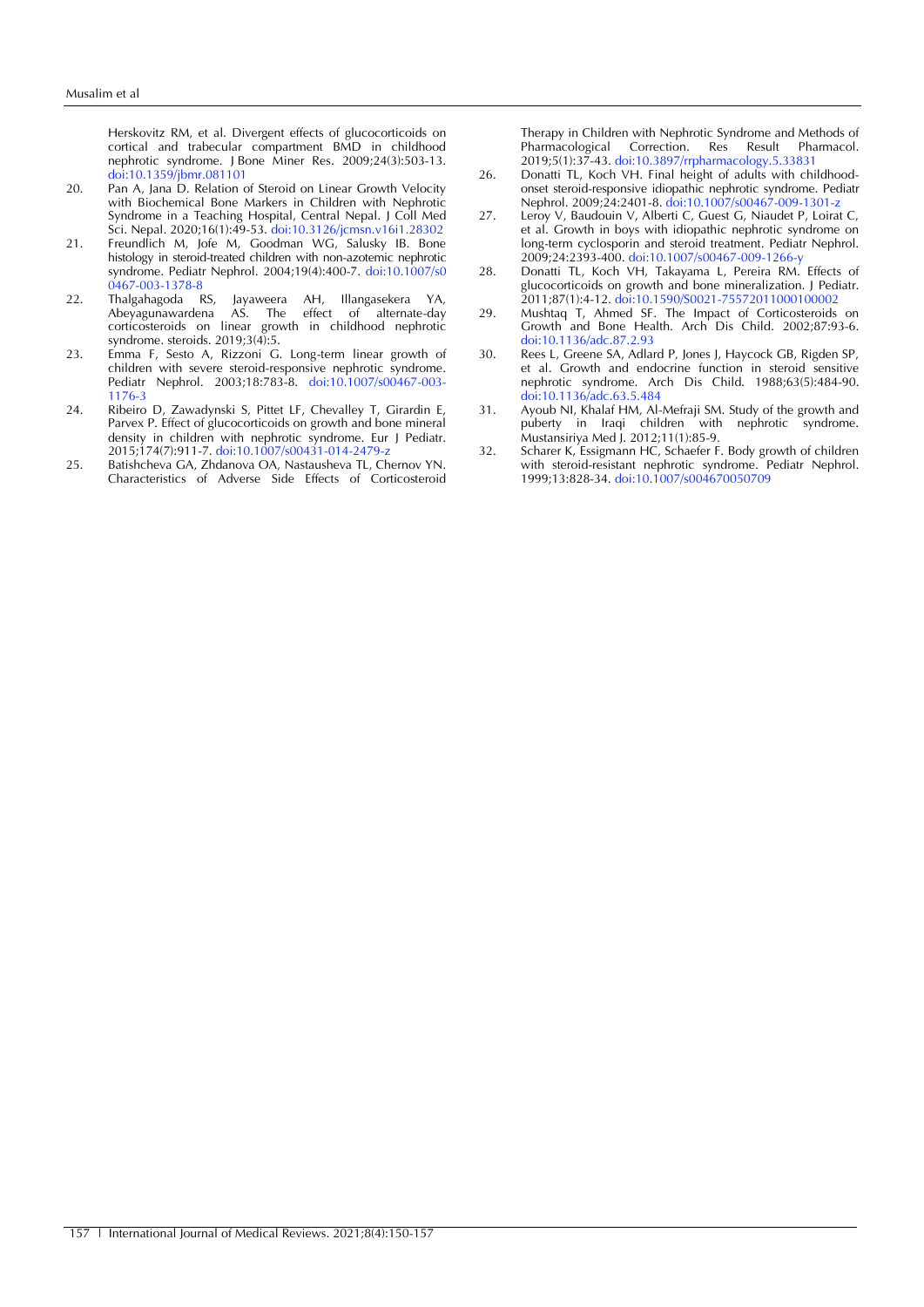Herskovitz RM, et al. Divergent effects of glucocorticoids on cortical and trabecular compartment BMD in childhood nephrotic syndrome. J Bone Miner Res. 2009;24(3):503-13. doi:10.1359/jbmr.081101

20. Pan A, Jana D. Relation of Steroid on Linear Growth Velocity with Biochemical Bone Markers in Children with Nephrotic Syndrome in a Teaching Hospital, Central Nepal. J Coll Med Sci. Nepal. 2020;16(1):49-53. doi:10.3126/jcmsn.v16i1.28302
21. Freundlich M, Jofe M, Goodman WG, Salusky IB. Bone histology in steroid-treated children with non-azotemic nephrotic syndrome. Pediatr Nephrol. 2004;19(4):400-7. doi:10.1007/s00467-003-1378-8
22. Thalgahagoda RS, Jayaweera AH, Illangasekera YA, Abeyagunawardena AS. The effect of alternate-day corticosteroids on linear growth in childhood nephrotic syndrome. steroids. 2019;3(4):5.
23. Emma F, Sesto A, Rizzoni G. Long-term linear growth of children with severe steroid-responsive nephrotic syndrome. Pediatr Nephrol. 2003;18:783-8. doi:10.1007/s00467-003-1176-3
24. Ribeiro D, Zawadynski S, Pittet LF, Chevalley T, Girardin E, Parvex P. Effect of glucocorticoids on growth and bone mineral density in children with nephrotic syndrome. Eur J Pediatr. 2015;174(7):911-7. doi:10.1007/s00431-014-2479-z
25. Batishcheva GA, Zhdanova OA, Nastausheva TL, Chernov YN. Characteristics of Adverse Side Effects of Corticosteroid Therapy in Children with Nephrotic Syndrome and Methods of Pharmacological Correction. Res Result Pharmacol. 2019;5(1):37-43. doi:10.3897/rrpharmacology.5.33831
26. Donatti TL, Koch VH. Final height of adults with childhood-onset steroid-responsive idiopathic nephrotic syndrome. Pediatr Nephrol. 2009;24:2401-8. doi:10.1007/s00467-009-1301-z
27. Leroy V, Baudouin V, Alberti C, Guest G, Niaudet P, Loirat C, et al. Growth in boys with idiopathic nephrotic syndrome on long-term cyclosporin and steroid treatment. Pediatr Nephrol. 2009;24:2393-400. doi:10.1007/s00467-009-1266-y
28. Donatti TL, Koch VH, Takayama L, Pereira RM. Effects of glucocorticoids on growth and bone mineralization. J Pediatr. 2011;87(1):4-12. doi:10.1590/S0021-75572011000100002
29. Mushtaq T, Ahmed SF. The Impact of Corticosteroids on Growth and Bone Health. Arch Dis Child. 2002;87:93-6. doi:10.1136/adc.87.2.93
30. Rees L, Greene SA, Adlard P, Jones J, Haycock GB, Rigden SP, et al. Growth and endocrine function in steroid sensitive nephrotic syndrome. Arch Dis Child. 1988;63(5):484-90. doi:10.1136/adc.63.5.484
31. Ayoub NI, Khalaf HM, Al-Mefraji SM. Study of the growth and puberty in Iraqi children with nephrotic syndrome. Mustansiriya Med J. 2012;11(1):85-9.
32. Scharer K, Essigmann HC, Schaefer F. Body growth of children with steroid-resistant nephrotic syndrome. Pediatr Nephrol. 1999;13:828-34. doi:10.1007/s004670050709